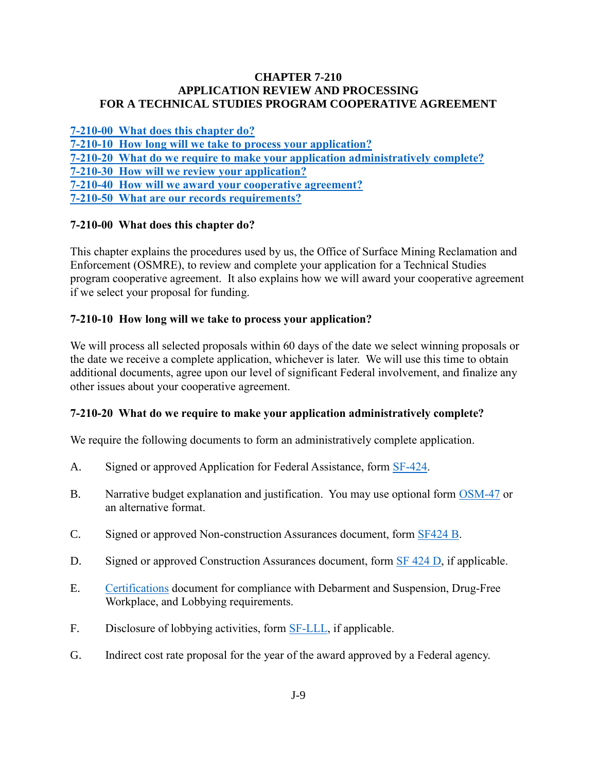# CHAPTER 7-210
## APPLICATION REVIEW AND PROCESSING
## FOR A TECHNICAL STUDIES PROGRAM COOPERATIVE AGREEMENT

**7-210-00 What does this chapter do?**
**7-210-10 How long will we take to process your application?**
**7-210-20 What do we require to make your application administratively complete?**
**7-210-30 How will we review your application?**
**7-210-40 How will we award your cooperative agreement?**
**7-210-50 What are our records requirements?**

### 7-210-00 What does this chapter do?

This chapter explains the procedures used by us, the Office of Surface Mining Reclamation and Enforcement (OSMRE), to review and complete your application for a Technical Studies program cooperative agreement. It also explains how we will award your cooperative agreement if we select your proposal for funding.

### 7-210-10 How long will we take to process your application?

We will process all selected proposals within 60 days of the date we select winning proposals or the date we receive a complete application, whichever is later. We will use this time to obtain additional documents, agree upon our level of significant Federal involvement, and finalize any other issues about your cooperative agreement.

### 7-210-20 What do we require to make your application administratively complete?

We require the following documents to form an administratively complete application.

A. Signed or approved Application for Federal Assistance, form SF-424.

B. Narrative budget explanation and justification. You may use optional form OSM-47 or an alternative format.

C. Signed or approved Non-construction Assurances document, form SF424 B.

D. Signed or approved Construction Assurances document, form SF 424 D, if applicable.

E. Certifications document for compliance with Debarment and Suspension, Drug-Free Workplace, and Lobbying requirements.

F. Disclosure of lobbying activities, form SF-LLL, if applicable.

G. Indirect cost rate proposal for the year of the award approved by a Federal agency.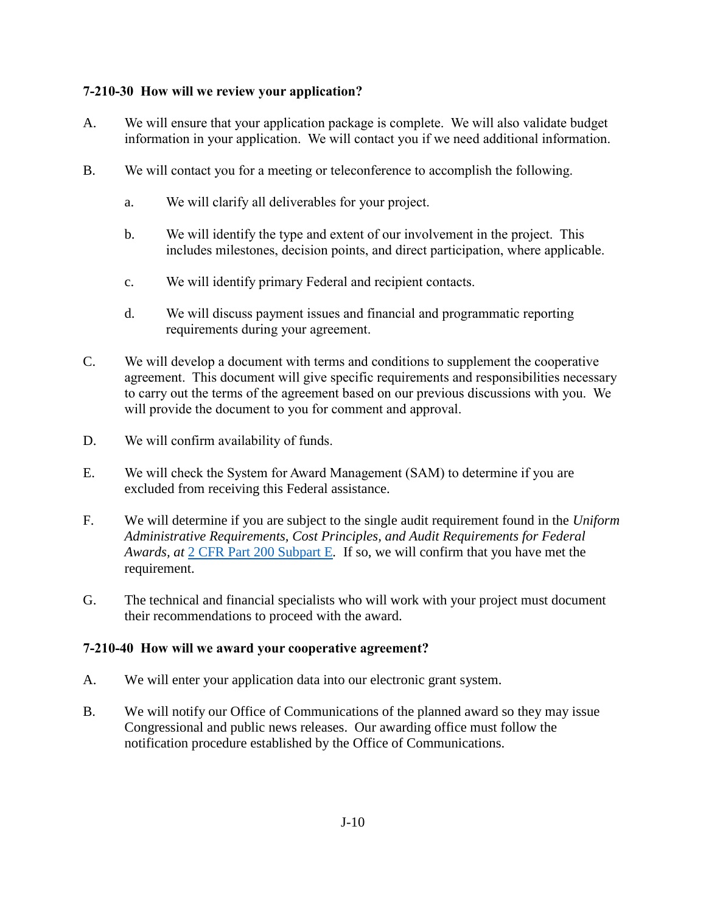### 7-210-30 How will we review your application?

A. We will ensure that your application package is complete. We will also validate budget information in your application. We will contact you if we need additional information.

B. We will contact you for a meeting or teleconference to accomplish the following.

  a. We will clarify all deliverables for your project.

  b. We will identify the type and extent of our involvement in the project. This includes milestones, decision points, and direct participation, where applicable.

  c. We will identify primary Federal and recipient contacts.

  d. We will discuss payment issues and financial and programmatic reporting requirements during your agreement.

C. We will develop a document with terms and conditions to supplement the cooperative agreement. This document will give specific requirements and responsibilities necessary to carry out the terms of the agreement based on our previous discussions with you. We will provide the document to you for comment and approval.

D. We will confirm availability of funds.

E. We will check the System for Award Management (SAM) to determine if you are excluded from receiving this Federal assistance.

F. We will determine if you are subject to the single audit requirement found in the *Uniform Administrative Requirements, Cost Principles, and Audit Requirements for Federal Awards, at* 2 CFR Part 200 Subpart E. If so, we will confirm that you have met the requirement.

G. The technical and financial specialists who will work with your project must document their recommendations to proceed with the award.

### 7-210-40 How will we award your cooperative agreement?

A. We will enter your application data into our electronic grant system.

B. We will notify our Office of Communications of the planned award so they may issue Congressional and public news releases. Our awarding office must follow the notification procedure established by the Office of Communications.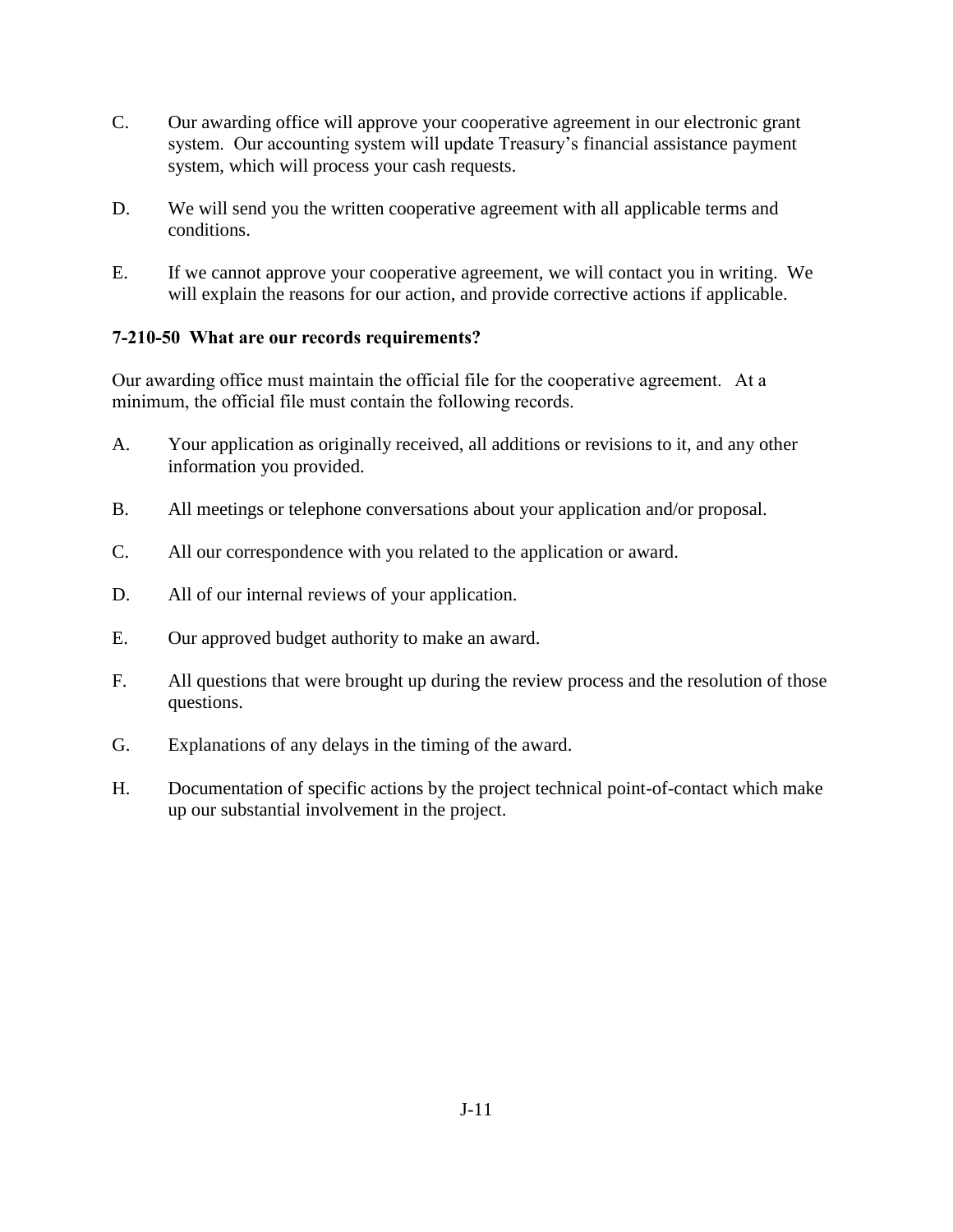C. Our awarding office will approve your cooperative agreement in our electronic grant system. Our accounting system will update Treasury's financial assistance payment system, which will process your cash requests.

D. We will send you the written cooperative agreement with all applicable terms and conditions.

E. If we cannot approve your cooperative agreement, we will contact you in writing. We will explain the reasons for our action, and provide corrective actions if applicable.

### 7-210-50 What are our records requirements?

Our awarding office must maintain the official file for the cooperative agreement. At a minimum, the official file must contain the following records.

A. Your application as originally received, all additions or revisions to it, and any other information you provided.

B. All meetings or telephone conversations about your application and/or proposal.

C. All our correspondence with you related to the application or award.

D. All of our internal reviews of your application.

E. Our approved budget authority to make an award.

F. All questions that were brought up during the review process and the resolution of those questions.

G. Explanations of any delays in the timing of the award.

H. Documentation of specific actions by the project technical point-of-contact which make up our substantial involvement in the project.